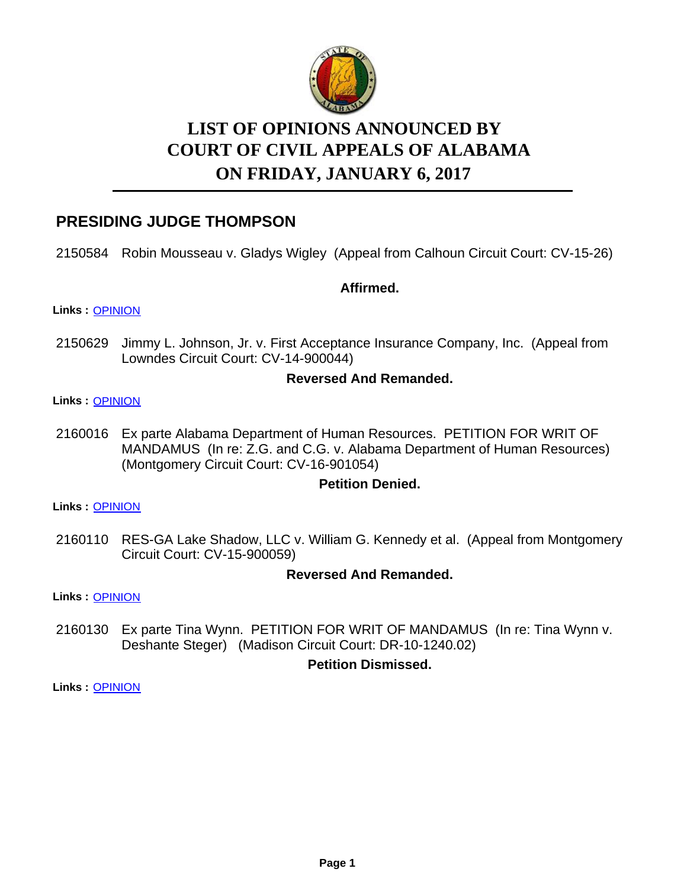# LIST OF OPINIONS ANNOUNCED BY COURT OF CIVIL APPEALS OF ALABAMA ON FRIDAY, JANUARY 6, 2017

## PRESIDING JUDGE THOMPSON

2150584 Robin Mousseau v. Gladys Wigley (Appeal from Calhoun Circuit Court: CV-15-26)

**Affirmed.**

**Links :** OPINION

2150629 Jimmy L. Johnson, Jr. v. First Acceptance Insurance Company, Inc. (Appeal from Lowndes Circuit Court: CV-14-900044)

**Reversed And Remanded.**

**Links :** OPINION

2160016 Ex parte Alabama Department of Human Resources. PETITION FOR WRIT OF MANDAMUS (In re: Z.G. and C.G. v. Alabama Department of Human Resources) (Montgomery Circuit Court: CV-16-901054)

**Petition Denied.**

**Links :** OPINION

2160110 RES-GA Lake Shadow, LLC v. William G. Kennedy et al. (Appeal from Montgomery Circuit Court: CV-15-900059)

**Reversed And Remanded.**

**Links :** OPINION

2160130 Ex parte Tina Wynn. PETITION FOR WRIT OF MANDAMUS (In re: Tina Wynn v. Deshante Steger) (Madison Circuit Court: DR-10-1240.02)

**Petition Dismissed.**

**Links :** OPINION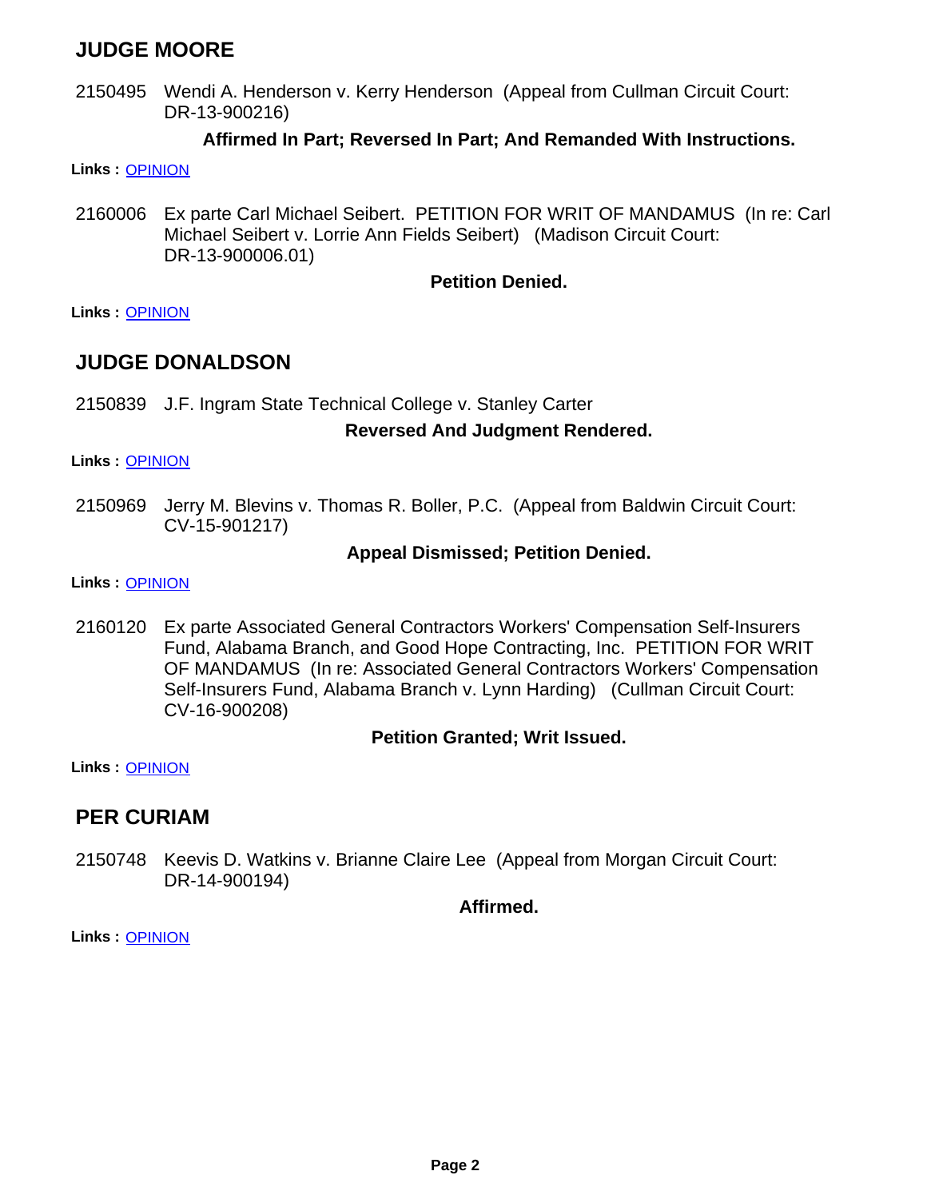## JUDGE MOORE

2150495 Wendi A. Henderson v. Kerry Henderson (Appeal from Cullman Circuit Court: DR-13-900216)

**Affirmed In Part; Reversed In Part; And Remanded With Instructions.**

**Links :** OPINION

2160006 Ex parte Carl Michael Seibert. PETITION FOR WRIT OF MANDAMUS (In re: Carl Michael Seibert v. Lorrie Ann Fields Seibert) (Madison Circuit Court: DR-13-900006.01)

**Petition Denied.**

**Links :** OPINION

## JUDGE DONALDSON

2150839 J.F. Ingram State Technical College v. Stanley Carter

**Reversed And Judgment Rendered.**

**Links :** OPINION

2150969 Jerry M. Blevins v. Thomas R. Boller, P.C. (Appeal from Baldwin Circuit Court: CV-15-901217)

**Appeal Dismissed; Petition Denied.**

**Links :** OPINION

2160120 Ex parte Associated General Contractors Workers' Compensation Self-Insurers Fund, Alabama Branch, and Good Hope Contracting, Inc. PETITION FOR WRIT OF MANDAMUS (In re: Associated General Contractors Workers' Compensation Self-Insurers Fund, Alabama Branch v. Lynn Harding) (Cullman Circuit Court: CV-16-900208)

**Petition Granted; Writ Issued.**

**Links :** OPINION

## PER CURIAM

2150748 Keevis D. Watkins v. Brianne Claire Lee (Appeal from Morgan Circuit Court: DR-14-900194)

**Affirmed.**

**Links :** OPINION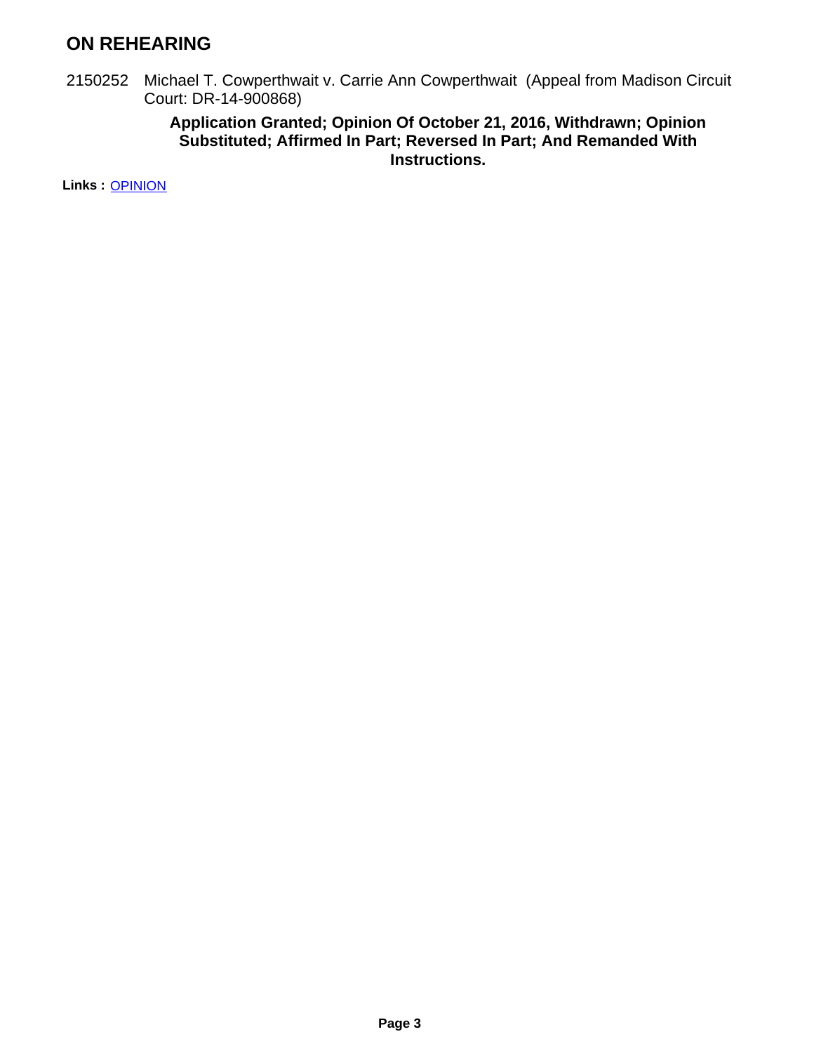## ON REHEARING

2150252 Michael T. Cowperthwait v. Carrie Ann Cowperthwait (Appeal from Madison Circuit Court: DR-14-900868)

**Application Granted; Opinion Of October 21, 2016, Withdrawn; Opinion Substituted; Affirmed In Part; Reversed In Part; And Remanded With Instructions.**

**Links :** OPINION